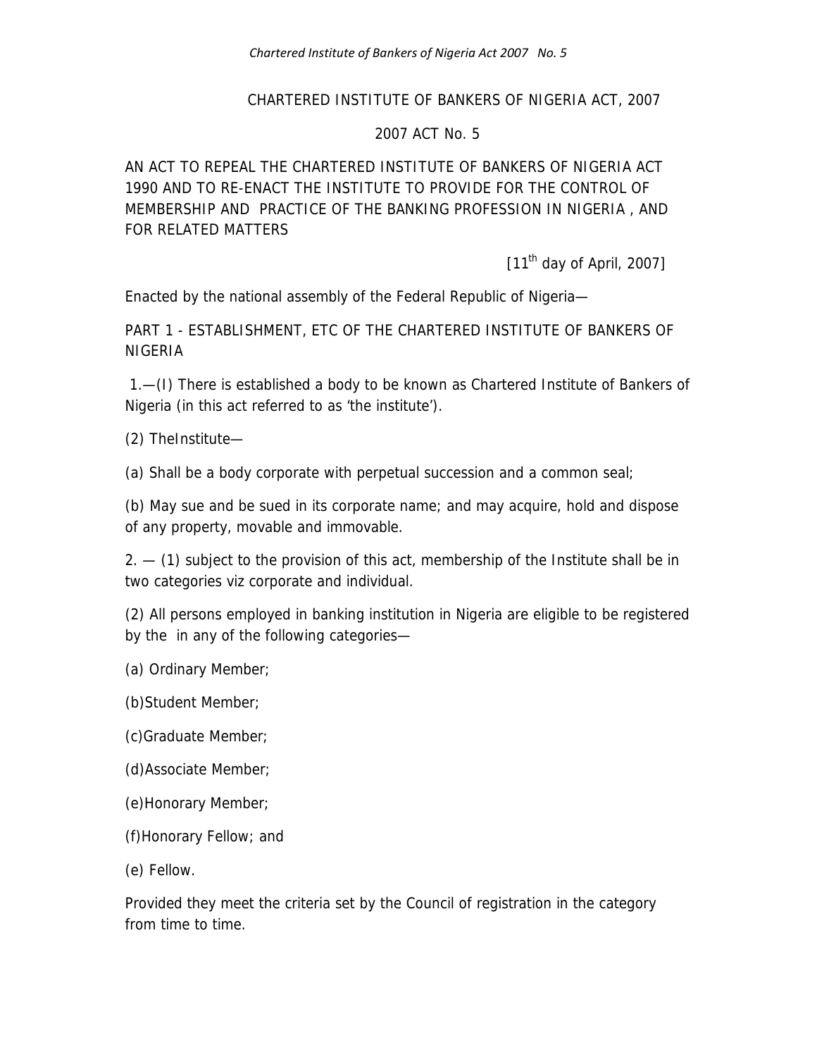# CHARTERED INSTITUTE OF BANKERS OF NIGERIA ACT, 2007

## 2007 ACT No. 5

AN ACT TO REPEAL THE CHARTERED INSTITUTE OF BANKERS OF NIGERIA ACT 1990 AND TO RE-ENACT THE INSTITUTE TO PROVIDE FOR THE CONTROL OF MEMBERSHIP AND PRACTICE OF THE BANKING PROFESSION IN NIGERIA , AND FOR RELATED MATTERS

[11th day of April, 2007]

Enacted by the national assembly of the Federal Republic of Nigeria—

## PART 1 - ESTABLISHMENT, ETC OF THE CHARTERED INSTITUTE OF BANKERS OF NIGERIA

1.—(I) There is established a body to be known as Chartered Institute of Bankers of Nigeria (in this act referred to as 'the institute').

(2) TheInstitute—

(a) Shall be a body corporate with perpetual succession and a common seal;

(b) May sue and be sued in its corporate name; and may acquire, hold and dispose of any property, movable and immovable.

2. — (1) subject to the provision of this act, membership of the Institute shall be in two categories viz corporate and individual.

(2) All persons employed in banking institution in Nigeria are eligible to be registered by the in any of the following categories—

(a) Ordinary Member;

(b)Student Member;

(c)Graduate Member;

(d)Associate Member;

(e)Honorary Member;

(f)Honorary Fellow; and

(e) Fellow.

Provided they meet the criteria set by the Council of registration in the category from time to time.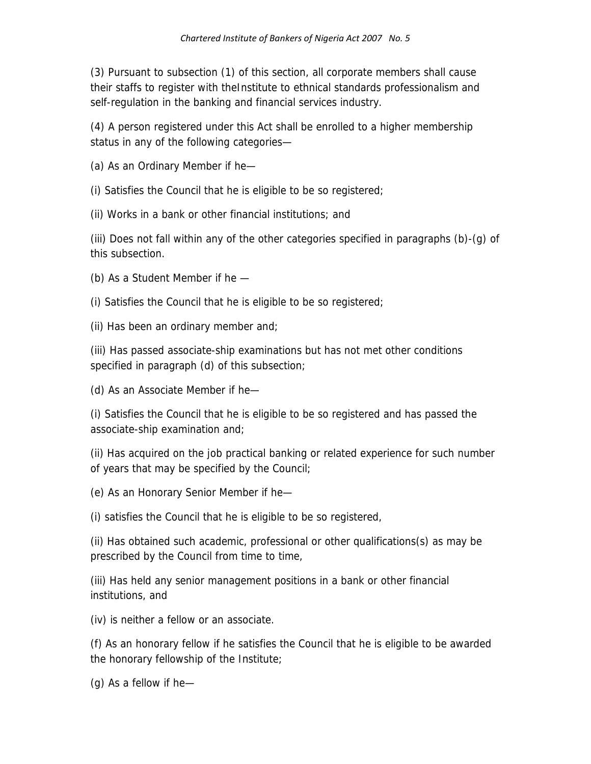(3) Pursuant to subsection (1) of this section, all corporate members shall cause their staffs to register with theInstitute to ethnical standards professionalism and self-regulation in the banking and financial services industry.

(4) A person registered under this Act shall be enrolled to a higher membership status in any of the following categories—

(a) As an Ordinary Member if he—

(i) Satisfies the Council that he is eligible to be so registered;

(ii) Works in a bank or other financial institutions; and

(iii) Does not fall within any of the other categories specified in paragraphs (b)-(g) of this subsection.

(b) As a Student Member if he —

(i) Satisfies the Council that he is eligible to be so registered;

(ii) Has been an ordinary member and;

(iii) Has passed associate-ship examinations but has not met other conditions specified in paragraph (d) of this subsection;

(d) As an Associate Member if he—

(i) Satisfies the Council that he is eligible to be so registered and has passed the associate-ship examination and;

(ii) Has acquired on the job practical banking or related experience for such number of years that may be specified by the Council;

(e) As an Honorary Senior Member if he—

(i) satisfies the Council that he is eligible to be so registered,

(ii) Has obtained such academic, professional or other qualifications(s) as may be prescribed by the Council from time to time,

(iii) Has held any senior management positions in a bank or other financial institutions, and

(iv) is neither a fellow or an associate.

(f) As an honorary fellow if he satisfies the Council that he is eligible to be awarded the honorary fellowship of the Institute;

(g) As a fellow if he—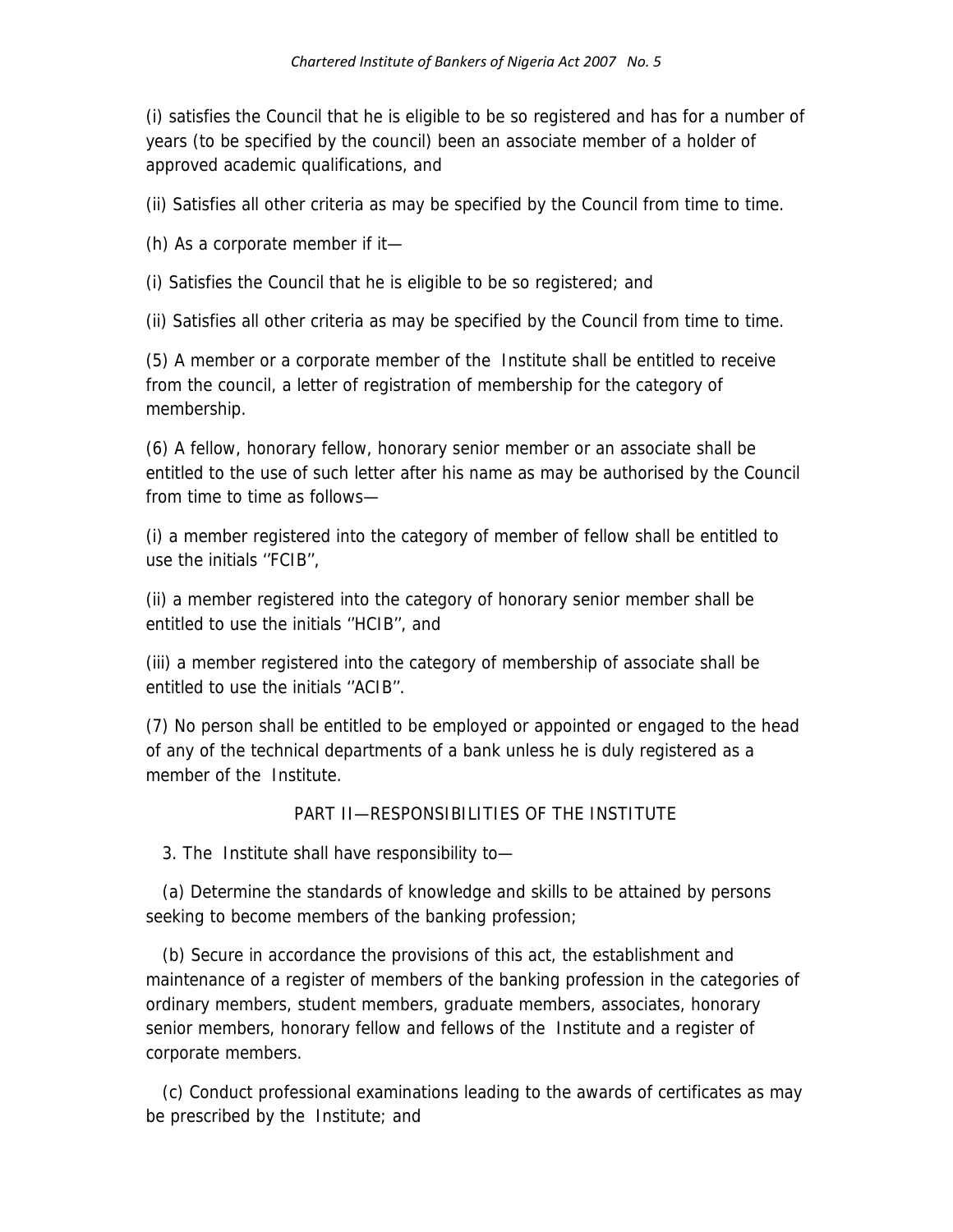(i) satisfies the Council that he is eligible to be so registered and has for a number of years (to be specified by the council) been an associate member of a holder of approved academic qualifications, and

(ii) Satisfies all other criteria as may be specified by the Council from time to time.

(h) As a corporate member if it—

(i) Satisfies the Council that he is eligible to be so registered; and

(ii) Satisfies all other criteria as may be specified by the Council from time to time.

(5) A member or a corporate member of the Institute shall be entitled to receive from the council, a letter of registration of membership for the category of membership.

(6) A fellow, honorary fellow, honorary senior member or an associate shall be entitled to the use of such letter after his name as may be authorised by the Council from time to time as follows—

(i) a member registered into the category of member of fellow shall be entitled to use the initials ''FCIB'',

(ii) a member registered into the category of honorary senior member shall be entitled to use the initials ''HCIB'', and

(iii) a member registered into the category of membership of associate shall be entitled to use the initials ''ACIB''.

(7) No person shall be entitled to be employed or appointed or engaged to the head of any of the technical departments of a bank unless he is duly registered as a member of the Institute.

## PART II—RESPONSIBILITIES OF THE INSTITUTE

3. The Institute shall have responsibility to—

(a) Determine the standards of knowledge and skills to be attained by persons seeking to become members of the banking profession;

(b) Secure in accordance the provisions of this act, the establishment and maintenance of a register of members of the banking profession in the categories of ordinary members, student members, graduate members, associates, honorary senior members, honorary fellow and fellows of the Institute and a register of corporate members.

(c) Conduct professional examinations leading to the awards of certificates as may be prescribed by the Institute; and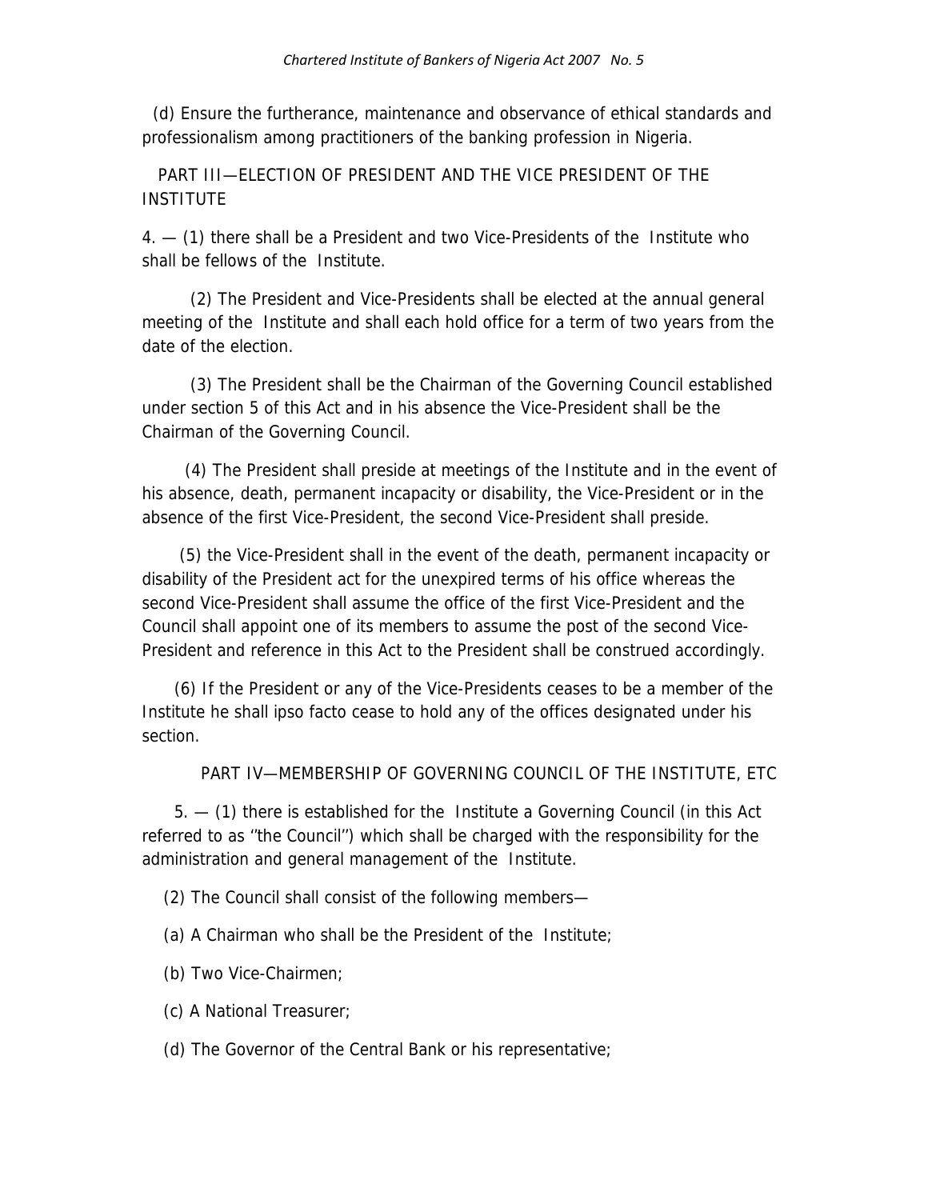(d) Ensure the furtherance, maintenance and observance of ethical standards and professionalism among practitioners of the banking profession in Nigeria.

## PART III—ELECTION OF PRESIDENT AND THE VICE PRESIDENT OF THE INSTITUTE

4. — (1) there shall be a President and two Vice-Presidents of the Institute who shall be fellows of the Institute.

(2) The President and Vice-Presidents shall be elected at the annual general meeting of the Institute and shall each hold office for a term of two years from the date of the election.

(3) The President shall be the Chairman of the Governing Council established under section 5 of this Act and in his absence the Vice-President shall be the Chairman of the Governing Council.

(4) The President shall preside at meetings of the Institute and in the event of his absence, death, permanent incapacity or disability, the Vice-President or in the absence of the first Vice-President, the second Vice-President shall preside.

(5) the Vice-President shall in the event of the death, permanent incapacity or disability of the President act for the unexpired terms of his office whereas the second Vice-President shall assume the office of the first Vice-President and the Council shall appoint one of its members to assume the post of the second Vice-President and reference in this Act to the President shall be construed accordingly.

(6) If the President or any of the Vice-Presidents ceases to be a member of the Institute he shall ipso facto cease to hold any of the offices designated under his section.

## PART IV—MEMBERSHIP OF GOVERNING COUNCIL OF THE INSTITUTE, ETC

5. — (1) there is established for the Institute a Governing Council (in this Act referred to as ''the Council'') which shall be charged with the responsibility for the administration and general management of the Institute.

(2) The Council shall consist of the following members—

(a) A Chairman who shall be the President of the Institute;

(b) Two Vice-Chairmen;

(c) A National Treasurer;

(d) The Governor of the Central Bank or his representative;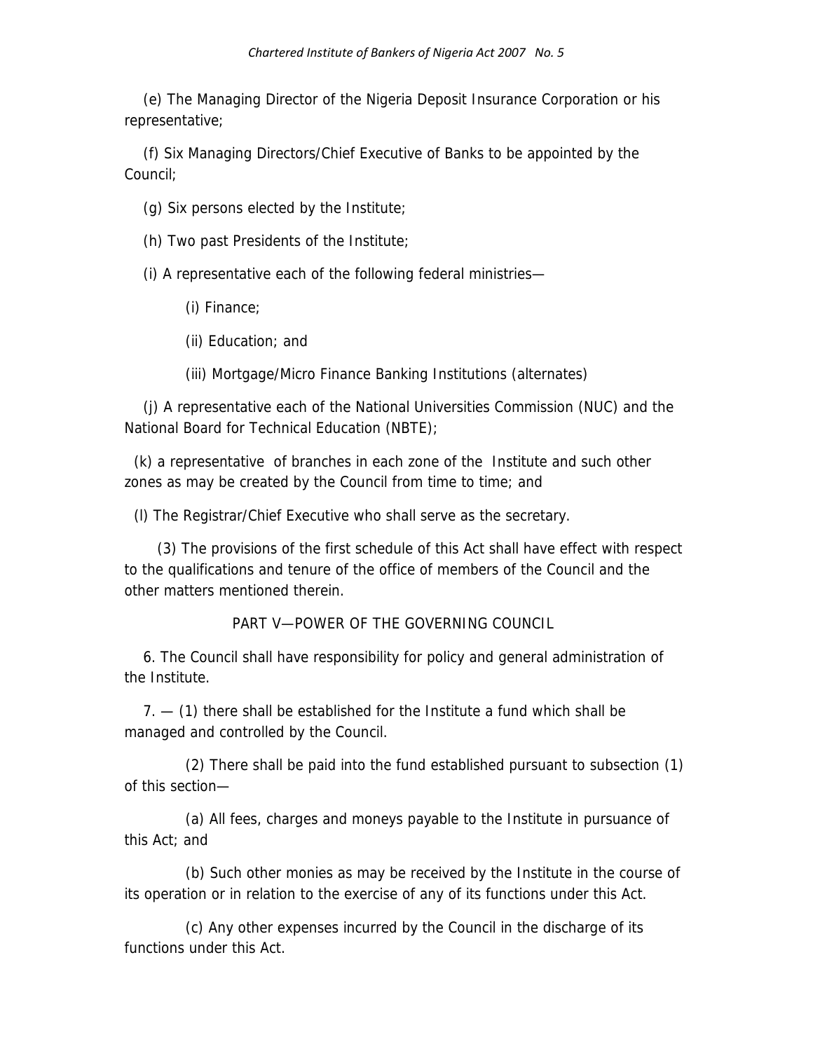(e) The Managing Director of the Nigeria Deposit Insurance Corporation or his representative;

(f) Six Managing Directors/Chief Executive of Banks to be appointed by the Council;

(g) Six persons elected by the Institute;

(h) Two past Presidents of the Institute;

(i) A representative each of the following federal ministries—

(i) Finance;

(ii) Education; and

(iii) Mortgage/Micro Finance Banking Institutions (alternates)

(j) A representative each of the National Universities Commission (NUC) and the National Board for Technical Education (NBTE);

(k) a representative of branches in each zone of the Institute and such other zones as may be created by the Council from time to time; and

(l) The Registrar/Chief Executive who shall serve as the secretary.

(3) The provisions of the first schedule of this Act shall have effect with respect to the qualifications and tenure of the office of members of the Council and the other matters mentioned therein.

## PART V—POWER OF THE GOVERNING COUNCIL

6. The Council shall have responsibility for policy and general administration of the Institute.

7. — (1) there shall be established for the Institute a fund which shall be managed and controlled by the Council.

(2) There shall be paid into the fund established pursuant to subsection (1) of this section—

(a) All fees, charges and moneys payable to the Institute in pursuance of this Act; and

(b) Such other monies as may be received by the Institute in the course of its operation or in relation to the exercise of any of its functions under this Act.

(c) Any other expenses incurred by the Council in the discharge of its functions under this Act.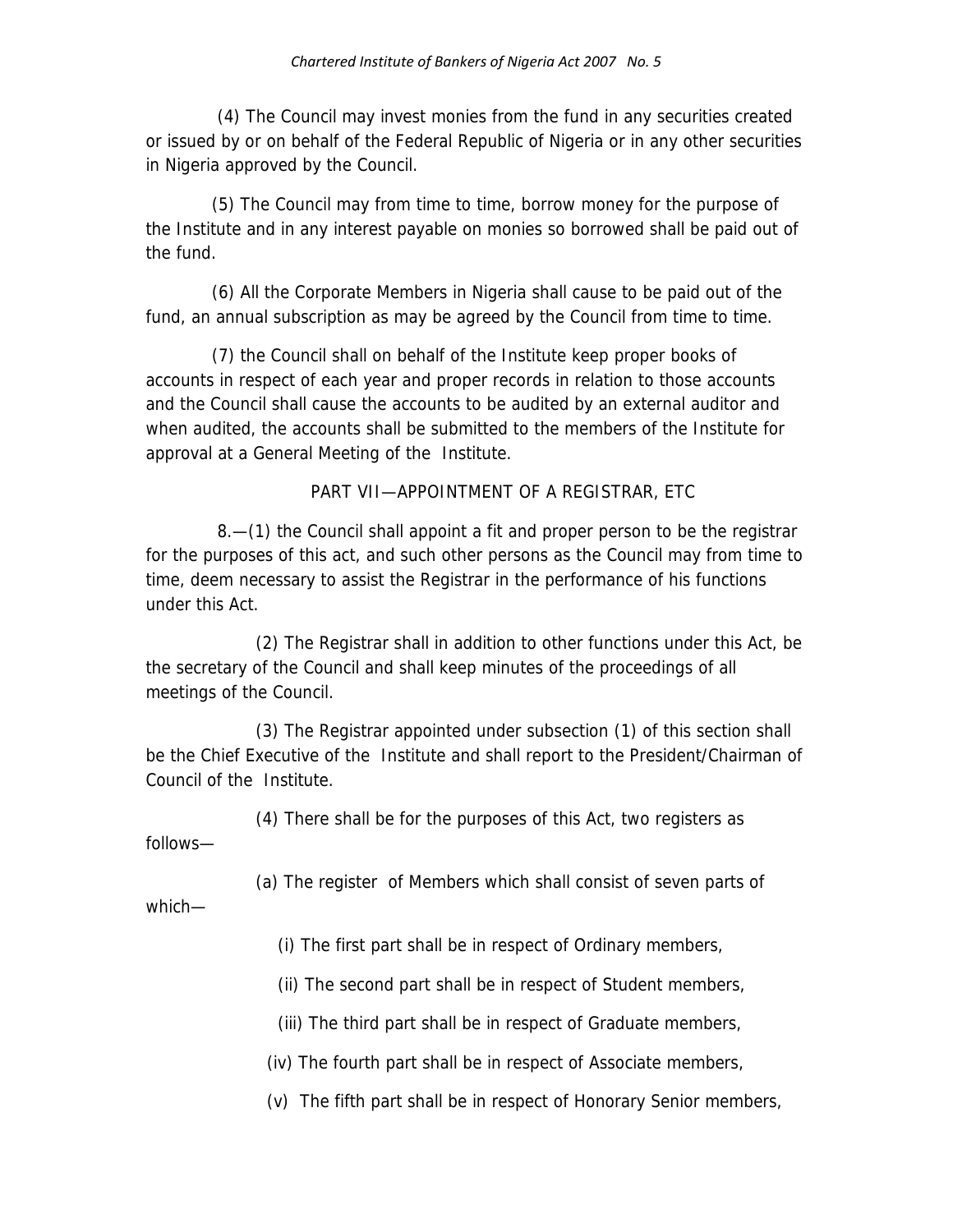(4) The Council may invest monies from the fund in any securities created or issued by or on behalf of the Federal Republic of Nigeria or in any other securities in Nigeria approved by the Council.

(5) The Council may from time to time, borrow money for the purpose of the Institute and in any interest payable on monies so borrowed shall be paid out of the fund.

(6) All the Corporate Members in Nigeria shall cause to be paid out of the fund, an annual subscription as may be agreed by the Council from time to time.

(7) the Council shall on behalf of the Institute keep proper books of accounts in respect of each year and proper records in relation to those accounts and the Council shall cause the accounts to be audited by an external auditor and when audited, the accounts shall be submitted to the members of the Institute for approval at a General Meeting of the Institute.

PART VII—APPOINTMENT OF A REGISTRAR, ETC

8.—(1) the Council shall appoint a fit and proper person to be the registrar for the purposes of this act, and such other persons as the Council may from time to time, deem necessary to assist the Registrar in the performance of his functions under this Act.

(2) The Registrar shall in addition to other functions under this Act, be the secretary of the Council and shall keep minutes of the proceedings of all meetings of the Council.

(3) The Registrar appointed under subsection (1) of this section shall be the Chief Executive of the Institute and shall report to the President/Chairman of Council of the Institute.

(4) There shall be for the purposes of this Act, two registers as follows—

(a) The register of Members which shall consist of seven parts of which—

(i) The first part shall be in respect of Ordinary members,

(ii) The second part shall be in respect of Student members,

(iii) The third part shall be in respect of Graduate members,

(iv) The fourth part shall be in respect of Associate members,

(v) The fifth part shall be in respect of Honorary Senior members,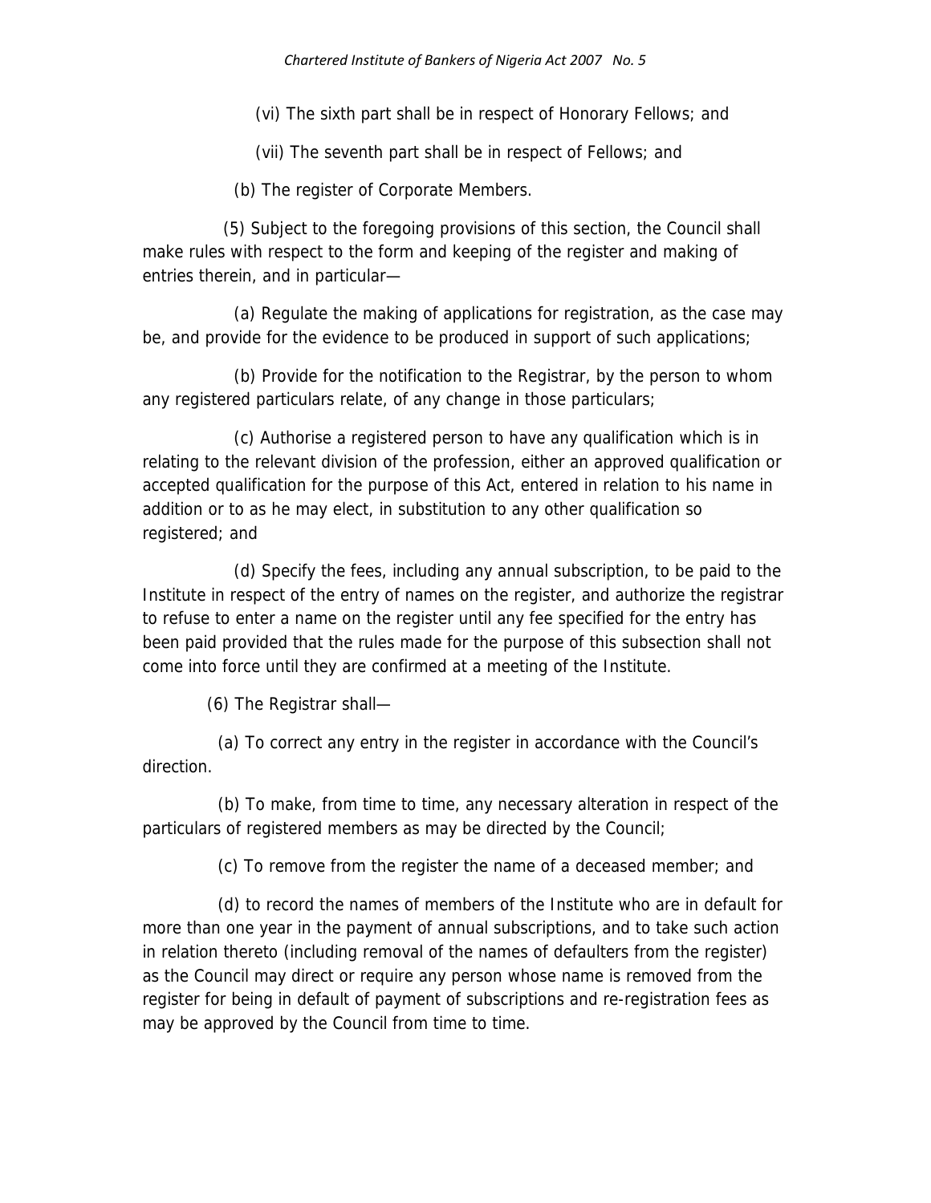(vi) The sixth part shall be in respect of Honorary Fellows; and

(vii) The seventh part shall be in respect of Fellows; and

(b) The register of Corporate Members.

(5) Subject to the foregoing provisions of this section, the Council shall make rules with respect to the form and keeping of the register and making of entries therein, and in particular—

(a) Regulate the making of applications for registration, as the case may be, and provide for the evidence to be produced in support of such applications;

(b) Provide for the notification to the Registrar, by the person to whom any registered particulars relate, of any change in those particulars;

(c) Authorise a registered person to have any qualification which is in relating to the relevant division of the profession, either an approved qualification or accepted qualification for the purpose of this Act, entered in relation to his name in addition or to as he may elect, in substitution to any other qualification so registered; and

(d) Specify the fees, including any annual subscription, to be paid to the Institute in respect of the entry of names on the register, and authorize the registrar to refuse to enter a name on the register until any fee specified for the entry has been paid provided that the rules made for the purpose of this subsection shall not come into force until they are confirmed at a meeting of the Institute.

(6) The Registrar shall—

(a) To correct any entry in the register in accordance with the Council's direction.

(b) To make, from time to time, any necessary alteration in respect of the particulars of registered members as may be directed by the Council;

(c) To remove from the register the name of a deceased member; and

(d) to record the names of members of the Institute who are in default for more than one year in the payment of annual subscriptions, and to take such action in relation thereto (including removal of the names of defaulters from the register) as the Council may direct or require any person whose name is removed from the register for being in default of payment of subscriptions and re-registration fees as may be approved by the Council from time to time.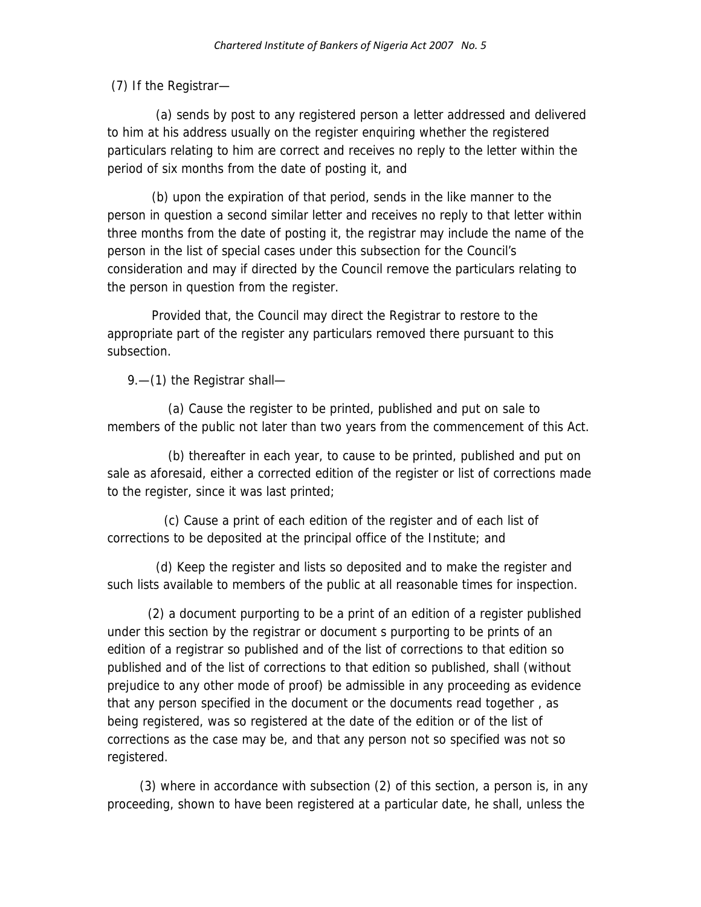(7) If the Registrar—

(a) sends by post to any registered person a letter addressed and delivered to him at his address usually on the register enquiring whether the registered particulars relating to him are correct and receives no reply to the letter within the period of six months from the date of posting it, and

(b) upon the expiration of that period, sends in the like manner to the person in question a second similar letter and receives no reply to that letter within three months from the date of posting it, the registrar may include the name of the person in the list of special cases under this subsection for the Council's consideration and may if directed by the Council remove the particulars relating to the person in question from the register.

Provided that, the Council may direct the Registrar to restore to the appropriate part of the register any particulars removed there pursuant to this subsection.

9.—(1) the Registrar shall—

(a) Cause the register to be printed, published and put on sale to members of the public not later than two years from the commencement of this Act.

(b) thereafter in each year, to cause to be printed, published and put on sale as aforesaid, either a corrected edition of the register or list of corrections made to the register, since it was last printed;

(c) Cause a print of each edition of the register and of each list of corrections to be deposited at the principal office of the Institute; and

(d) Keep the register and lists so deposited and to make the register and such lists available to members of the public at all reasonable times for inspection.

(2) a document purporting to be a print of an edition of a register published under this section by the registrar or document s purporting to be prints of an edition of a registrar so published and of the list of corrections to that edition so published and of the list of corrections to that edition so published, shall (without prejudice to any other mode of proof) be admissible in any proceeding as evidence that any person specified in the document or the documents read together , as being registered, was so registered at the date of the edition or of the list of corrections as the case may be, and that any person not so specified was not so registered.

(3) where in accordance with subsection (2) of this section, a person is, in any proceeding, shown to have been registered at a particular date, he shall, unless the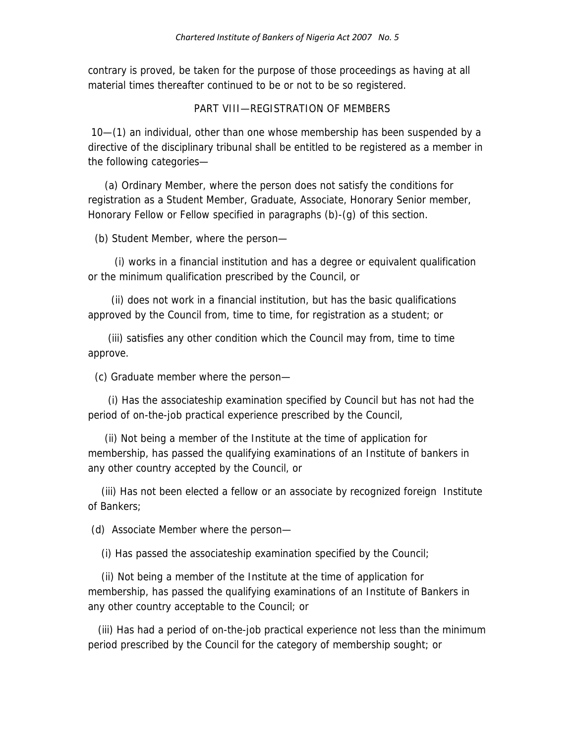contrary is proved, be taken for the purpose of those proceedings as having at all material times thereafter continued to be or not to be so registered.

## PART VIII—REGISTRATION OF MEMBERS

10—(1) an individual, other than one whose membership has been suspended by a directive of the disciplinary tribunal shall be entitled to be registered as a member in the following categories—

(a) Ordinary Member, where the person does not satisfy the conditions for registration as a Student Member, Graduate, Associate, Honorary Senior member, Honorary Fellow or Fellow specified in paragraphs (b)-(g) of this section.

(b) Student Member, where the person—

(i) works in a financial institution and has a degree or equivalent qualification or the minimum qualification prescribed by the Council, or

(ii) does not work in a financial institution, but has the basic qualifications approved by the Council from, time to time, for registration as a student; or

(iii) satisfies any other condition which the Council may from, time to time approve.

(c) Graduate member where the person—

(i) Has the associateship examination specified by Council but has not had the period of on-the-job practical experience prescribed by the Council,

(ii) Not being a member of the Institute at the time of application for membership, has passed the qualifying examinations of an Institute of bankers in any other country accepted by the Council, or

(iii) Has not been elected a fellow or an associate by recognized foreign Institute of Bankers;

(d) Associate Member where the person—

(i) Has passed the associateship examination specified by the Council;

(ii) Not being a member of the Institute at the time of application for membership, has passed the qualifying examinations of an Institute of Bankers in any other country acceptable to the Council; or

(iii) Has had a period of on-the-job practical experience not less than the minimum period prescribed by the Council for the category of membership sought; or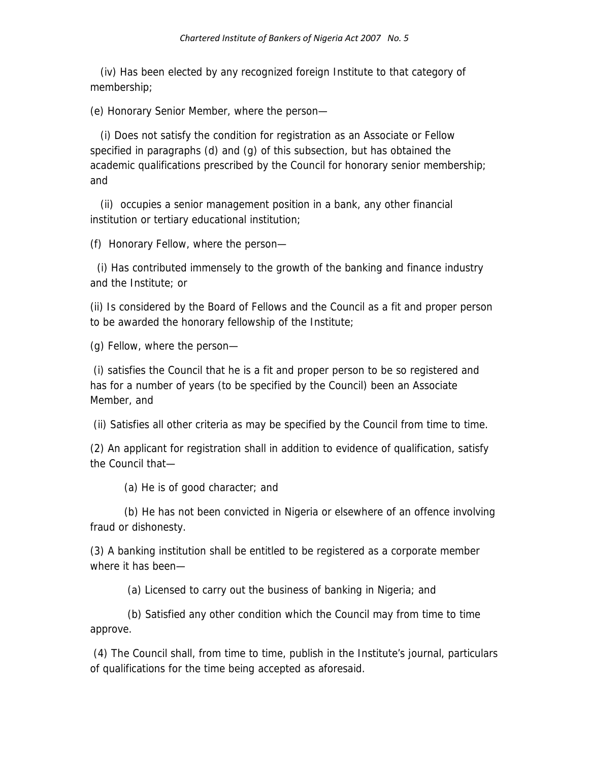(iv) Has been elected by any recognized foreign Institute to that category of membership;

(e) Honorary Senior Member, where the person—

(i) Does not satisfy the condition for registration as an Associate or Fellow specified in paragraphs (d) and (g) of this subsection, but has obtained the academic qualifications prescribed by the Council for honorary senior membership; and

(ii) occupies a senior management position in a bank, any other financial institution or tertiary educational institution;

(f) Honorary Fellow, where the person—

(i) Has contributed immensely to the growth of the banking and finance industry and the Institute; or

(ii) Is considered by the Board of Fellows and the Council as a fit and proper person to be awarded the honorary fellowship of the Institute;

(g) Fellow, where the person—

(i) satisfies the Council that he is a fit and proper person to be so registered and has for a number of years (to be specified by the Council) been an Associate Member, and

(ii) Satisfies all other criteria as may be specified by the Council from time to time.

(2) An applicant for registration shall in addition to evidence of qualification, satisfy the Council that—

(a) He is of good character; and

(b) He has not been convicted in Nigeria or elsewhere of an offence involving fraud or dishonesty.

(3) A banking institution shall be entitled to be registered as a corporate member where it has been—

(a) Licensed to carry out the business of banking in Nigeria; and

(b) Satisfied any other condition which the Council may from time to time approve.

(4) The Council shall, from time to time, publish in the Institute's journal, particulars of qualifications for the time being accepted as aforesaid.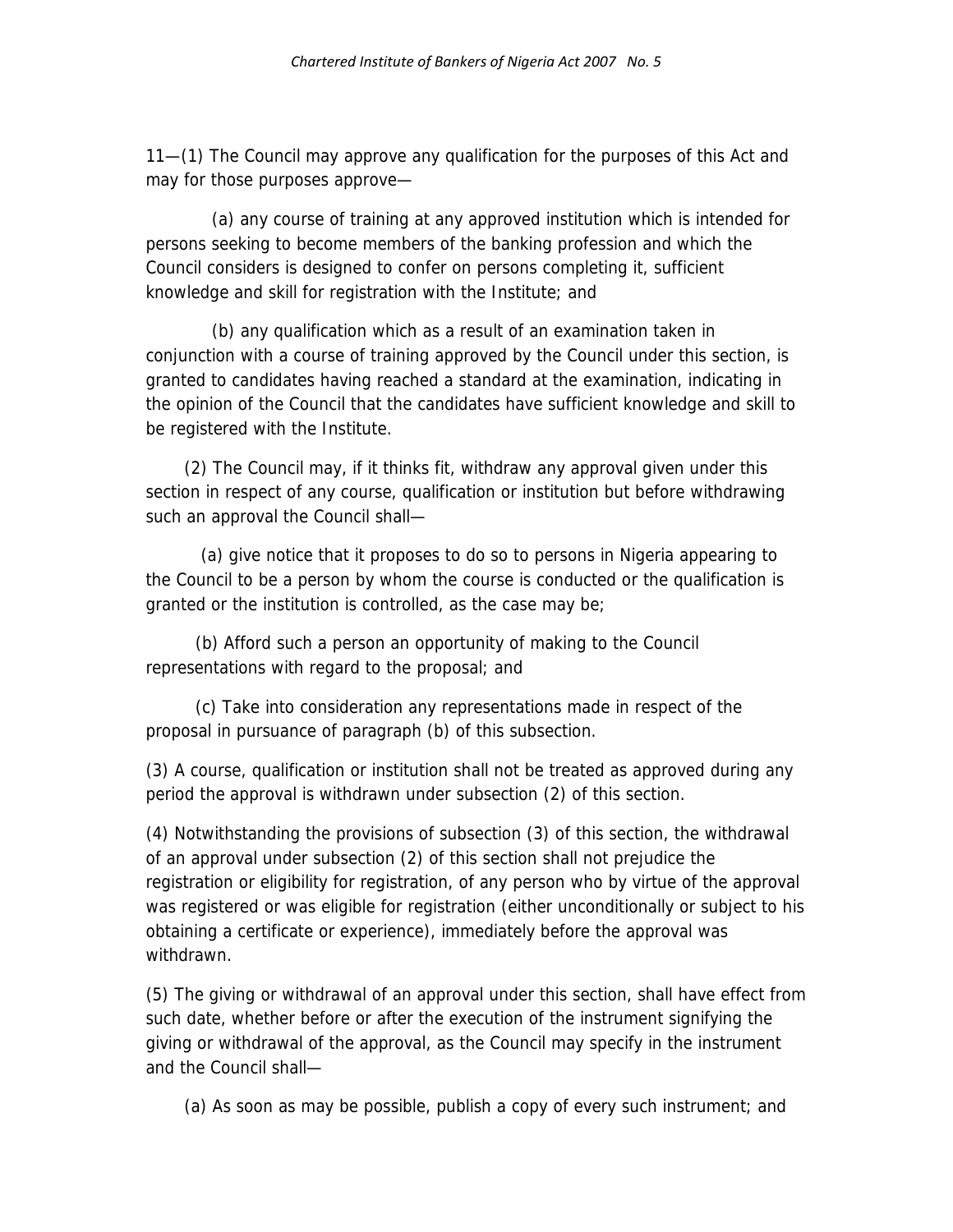11—(1) The Council may approve any qualification for the purposes of this Act and may for those purposes approve—

(a) any course of training at any approved institution which is intended for persons seeking to become members of the banking profession and which the Council considers is designed to confer on persons completing it, sufficient knowledge and skill for registration with the Institute; and

(b) any qualification which as a result of an examination taken in conjunction with a course of training approved by the Council under this section, is granted to candidates having reached a standard at the examination, indicating in the opinion of the Council that the candidates have sufficient knowledge and skill to be registered with the Institute.

(2) The Council may, if it thinks fit, withdraw any approval given under this section in respect of any course, qualification or institution but before withdrawing such an approval the Council shall—

(a) give notice that it proposes to do so to persons in Nigeria appearing to the Council to be a person by whom the course is conducted or the qualification is granted or the institution is controlled, as the case may be;

(b) Afford such a person an opportunity of making to the Council representations with regard to the proposal; and

(c) Take into consideration any representations made in respect of the proposal in pursuance of paragraph (b) of this subsection.

(3) A course, qualification or institution shall not be treated as approved during any period the approval is withdrawn under subsection (2) of this section.

(4) Notwithstanding the provisions of subsection (3) of this section, the withdrawal of an approval under subsection (2) of this section shall not prejudice the registration or eligibility for registration, of any person who by virtue of the approval was registered or was eligible for registration (either unconditionally or subject to his obtaining a certificate or experience), immediately before the approval was withdrawn.

(5) The giving or withdrawal of an approval under this section, shall have effect from such date, whether before or after the execution of the instrument signifying the giving or withdrawal of the approval, as the Council may specify in the instrument and the Council shall—

(a) As soon as may be possible, publish a copy of every such instrument; and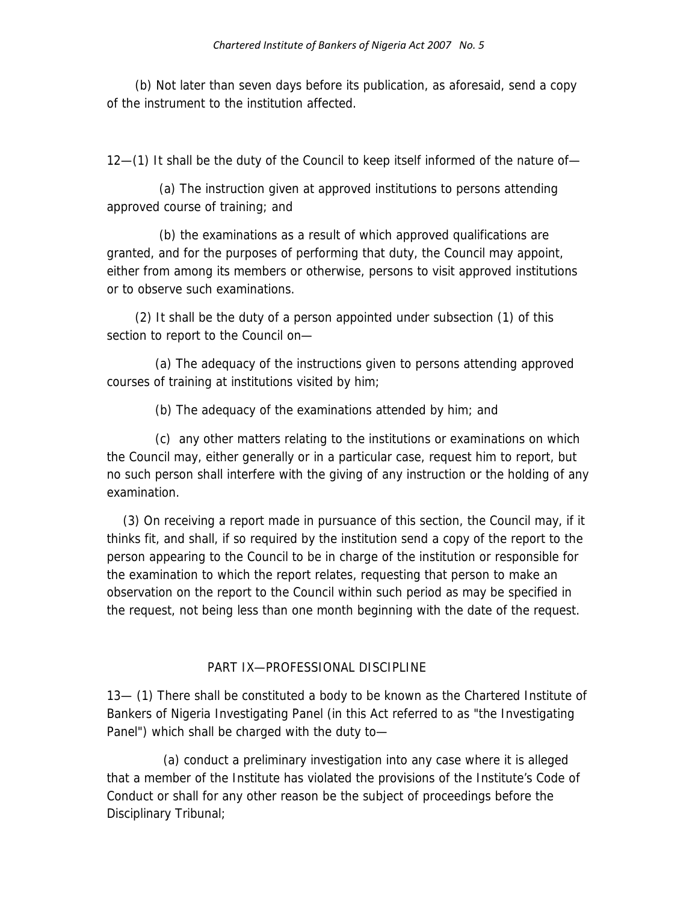(b) Not later than seven days before its publication, as aforesaid, send a copy of the instrument to the institution affected.

12—(1) It shall be the duty of the Council to keep itself informed of the nature of—

(a) The instruction given at approved institutions to persons attending approved course of training; and

(b) the examinations as a result of which approved qualifications are granted, and for the purposes of performing that duty, the Council may appoint, either from among its members or otherwise, persons to visit approved institutions or to observe such examinations.

(2) It shall be the duty of a person appointed under subsection (1) of this section to report to the Council on—

(a) The adequacy of the instructions given to persons attending approved courses of training at institutions visited by him;

(b) The adequacy of the examinations attended by him; and

(c) any other matters relating to the institutions or examinations on which the Council may, either generally or in a particular case, request him to report, but no such person shall interfere with the giving of any instruction or the holding of any examination.

(3) On receiving a report made in pursuance of this section, the Council may, if it thinks fit, and shall, if so required by the institution send a copy of the report to the person appearing to the Council to be in charge of the institution or responsible for the examination to which the report relates, requesting that person to make an observation on the report to the Council within such period as may be specified in the request, not being less than one month beginning with the date of the request.

## PART IX—PROFESSIONAL DISCIPLINE

13— (1) There shall be constituted a body to be known as the Chartered Institute of Bankers of Nigeria Investigating Panel (in this Act referred to as "the Investigating Panel") which shall be charged with the duty to—

(a) conduct a preliminary investigation into any case where it is alleged that a member of the Institute has violated the provisions of the Institute's Code of Conduct or shall for any other reason be the subject of proceedings before the Disciplinary Tribunal;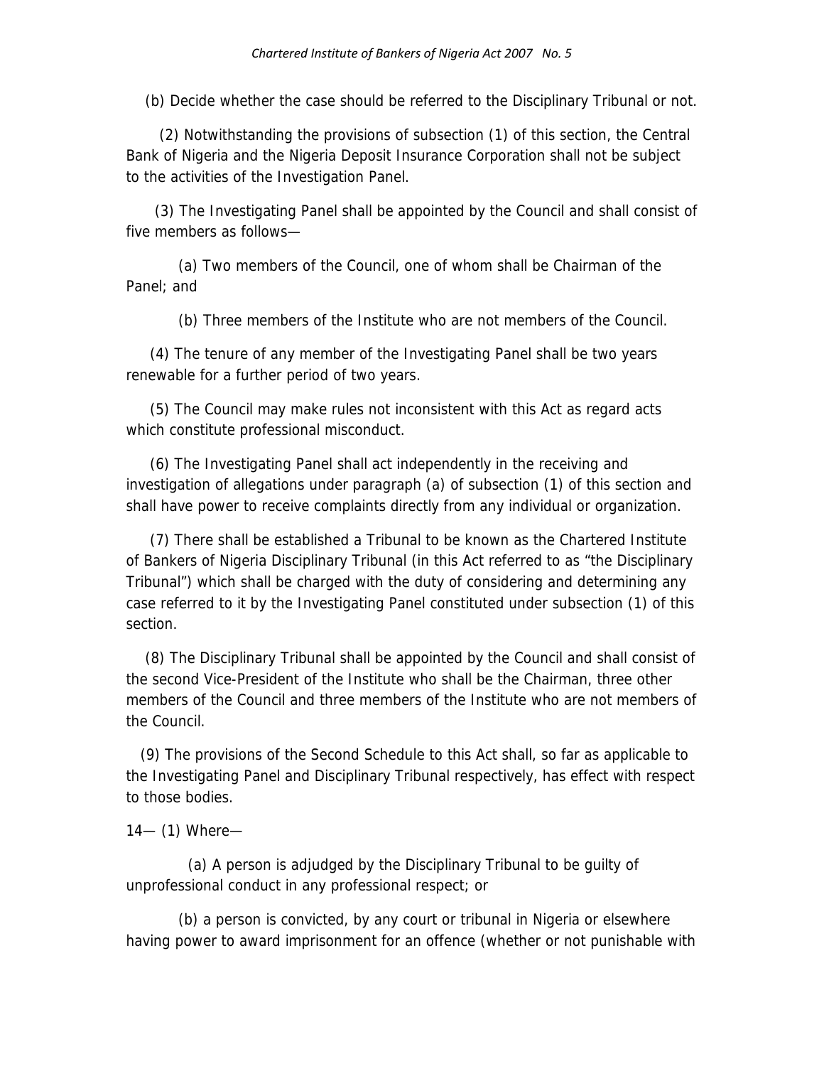(b) Decide whether the case should be referred to the Disciplinary Tribunal or not.

(2) Notwithstanding the provisions of subsection (1) of this section, the Central Bank of Nigeria and the Nigeria Deposit Insurance Corporation shall not be subject to the activities of the Investigation Panel.

(3) The Investigating Panel shall be appointed by the Council and shall consist of five members as follows—

(a) Two members of the Council, one of whom shall be Chairman of the Panel; and

(b) Three members of the Institute who are not members of the Council.

(4) The tenure of any member of the Investigating Panel shall be two years renewable for a further period of two years.

(5) The Council may make rules not inconsistent with this Act as regard acts which constitute professional misconduct.

(6) The Investigating Panel shall act independently in the receiving and investigation of allegations under paragraph (a) of subsection (1) of this section and shall have power to receive complaints directly from any individual or organization.

(7) There shall be established a Tribunal to be known as the Chartered Institute of Bankers of Nigeria Disciplinary Tribunal (in this Act referred to as "the Disciplinary Tribunal") which shall be charged with the duty of considering and determining any case referred to it by the Investigating Panel constituted under subsection (1) of this section.

(8) The Disciplinary Tribunal shall be appointed by the Council and shall consist of the second Vice-President of the Institute who shall be the Chairman, three other members of the Council and three members of the Institute who are not members of the Council.

(9) The provisions of the Second Schedule to this Act shall, so far as applicable to the Investigating Panel and Disciplinary Tribunal respectively, has effect with respect to those bodies.

14— (1) Where—

(a) A person is adjudged by the Disciplinary Tribunal to be guilty of unprofessional conduct in any professional respect; or

(b) a person is convicted, by any court or tribunal in Nigeria or elsewhere having power to award imprisonment for an offence (whether or not punishable with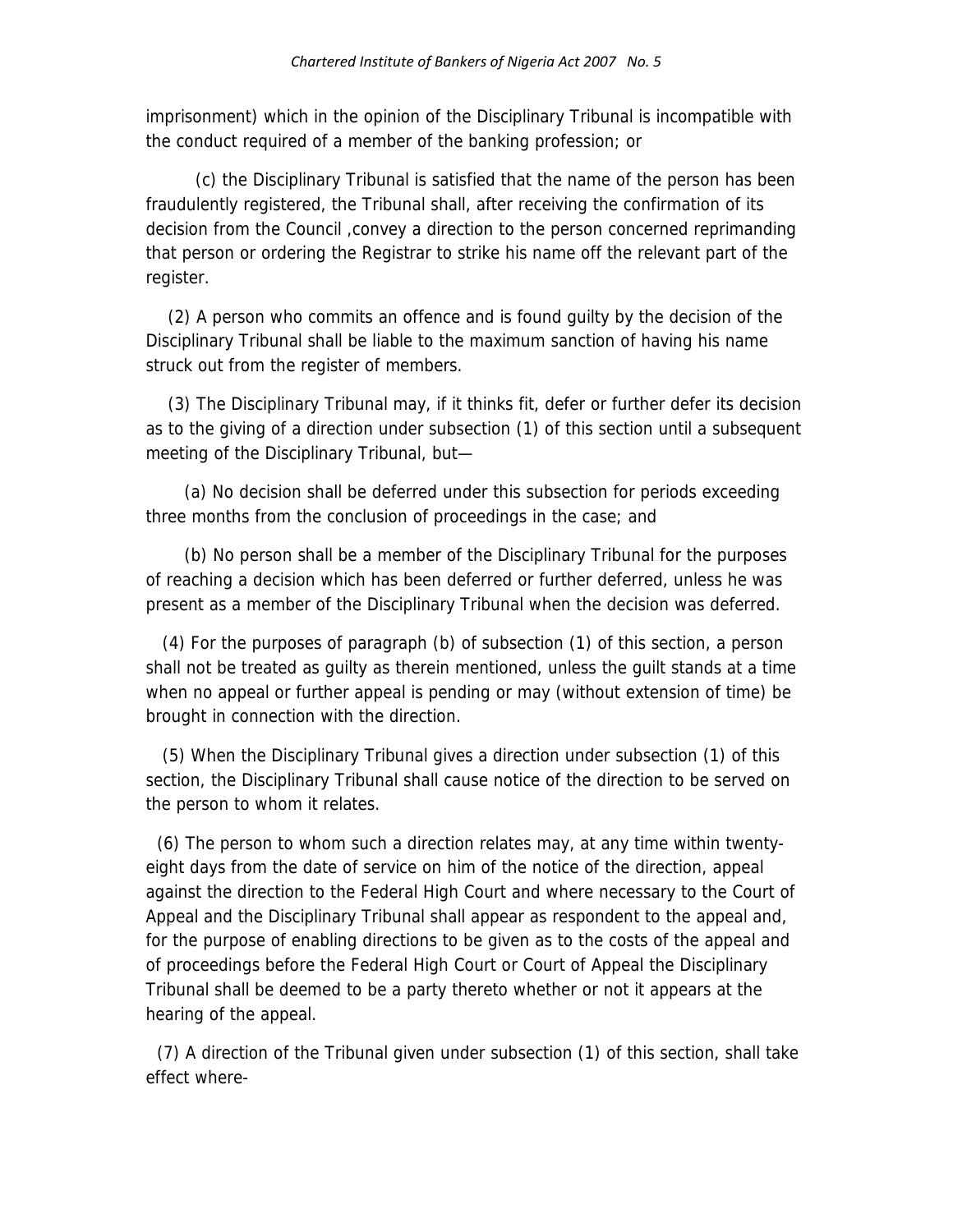imprisonment) which in the opinion of the Disciplinary Tribunal is incompatible with the conduct required of a member of the banking profession; or

(c) the Disciplinary Tribunal is satisfied that the name of the person has been fraudulently registered, the Tribunal shall, after receiving the confirmation of its decision from the Council ,convey a direction to the person concerned reprimanding that person or ordering the Registrar to strike his name off the relevant part of the register.

(2) A person who commits an offence and is found guilty by the decision of the Disciplinary Tribunal shall be liable to the maximum sanction of having his name struck out from the register of members.

(3) The Disciplinary Tribunal may, if it thinks fit, defer or further defer its decision as to the giving of a direction under subsection (1) of this section until a subsequent meeting of the Disciplinary Tribunal, but—

(a) No decision shall be deferred under this subsection for periods exceeding three months from the conclusion of proceedings in the case; and

(b) No person shall be a member of the Disciplinary Tribunal for the purposes of reaching a decision which has been deferred or further deferred, unless he was present as a member of the Disciplinary Tribunal when the decision was deferred.

(4) For the purposes of paragraph (b) of subsection (1) of this section, a person shall not be treated as guilty as therein mentioned, unless the guilt stands at a time when no appeal or further appeal is pending or may (without extension of time) be brought in connection with the direction.

(5) When the Disciplinary Tribunal gives a direction under subsection (1) of this section, the Disciplinary Tribunal shall cause notice of the direction to be served on the person to whom it relates.

(6) The person to whom such a direction relates may, at any time within twenty-eight days from the date of service on him of the notice of the direction, appeal against the direction to the Federal High Court and where necessary to the Court of Appeal and the Disciplinary Tribunal shall appear as respondent to the appeal and, for the purpose of enabling directions to be given as to the costs of the appeal and of proceedings before the Federal High Court or Court of Appeal the Disciplinary Tribunal shall be deemed to be a party thereto whether or not it appears at the hearing of the appeal.

(7) A direction of the Tribunal given under subsection (1) of this section, shall take effect where-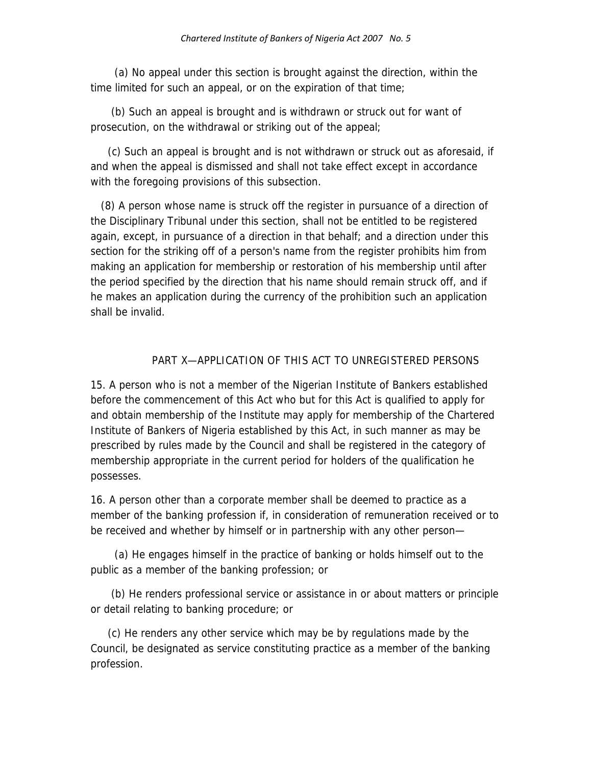(a) No appeal under this section is brought against the direction, within the time limited for such an appeal, or on the expiration of that time;

(b) Such an appeal is brought and is withdrawn or struck out for want of prosecution, on the withdrawal or striking out of the appeal;

(c) Such an appeal is brought and is not withdrawn or struck out as aforesaid, if and when the appeal is dismissed and shall not take effect except in accordance with the foregoing provisions of this subsection.

(8) A person whose name is struck off the register in pursuance of a direction of the Disciplinary Tribunal under this section, shall not be entitled to be registered again, except, in pursuance of a direction in that behalf; and a direction under this section for the striking off of a person's name from the register prohibits him from making an application for membership or restoration of his membership until after the period specified by the direction that his name should remain struck off, and if he makes an application during the currency of the prohibition such an application shall be invalid.

## PART X—APPLICATION OF THIS ACT TO UNREGISTERED PERSONS

15. A person who is not a member of the Nigerian Institute of Bankers established before the commencement of this Act who but for this Act is qualified to apply for and obtain membership of the Institute may apply for membership of the Chartered Institute of Bankers of Nigeria established by this Act, in such manner as may be prescribed by rules made by the Council and shall be registered in the category of membership appropriate in the current period for holders of the qualification he possesses.

16. A person other than a corporate member shall be deemed to practice as a member of the banking profession if, in consideration of remuneration received or to be received and whether by himself or in partnership with any other person—

(a) He engages himself in the practice of banking or holds himself out to the public as a member of the banking profession; or

(b) He renders professional service or assistance in or about matters or principle or detail relating to banking procedure; or

(c) He renders any other service which may be by regulations made by the Council, be designated as service constituting practice as a member of the banking profession.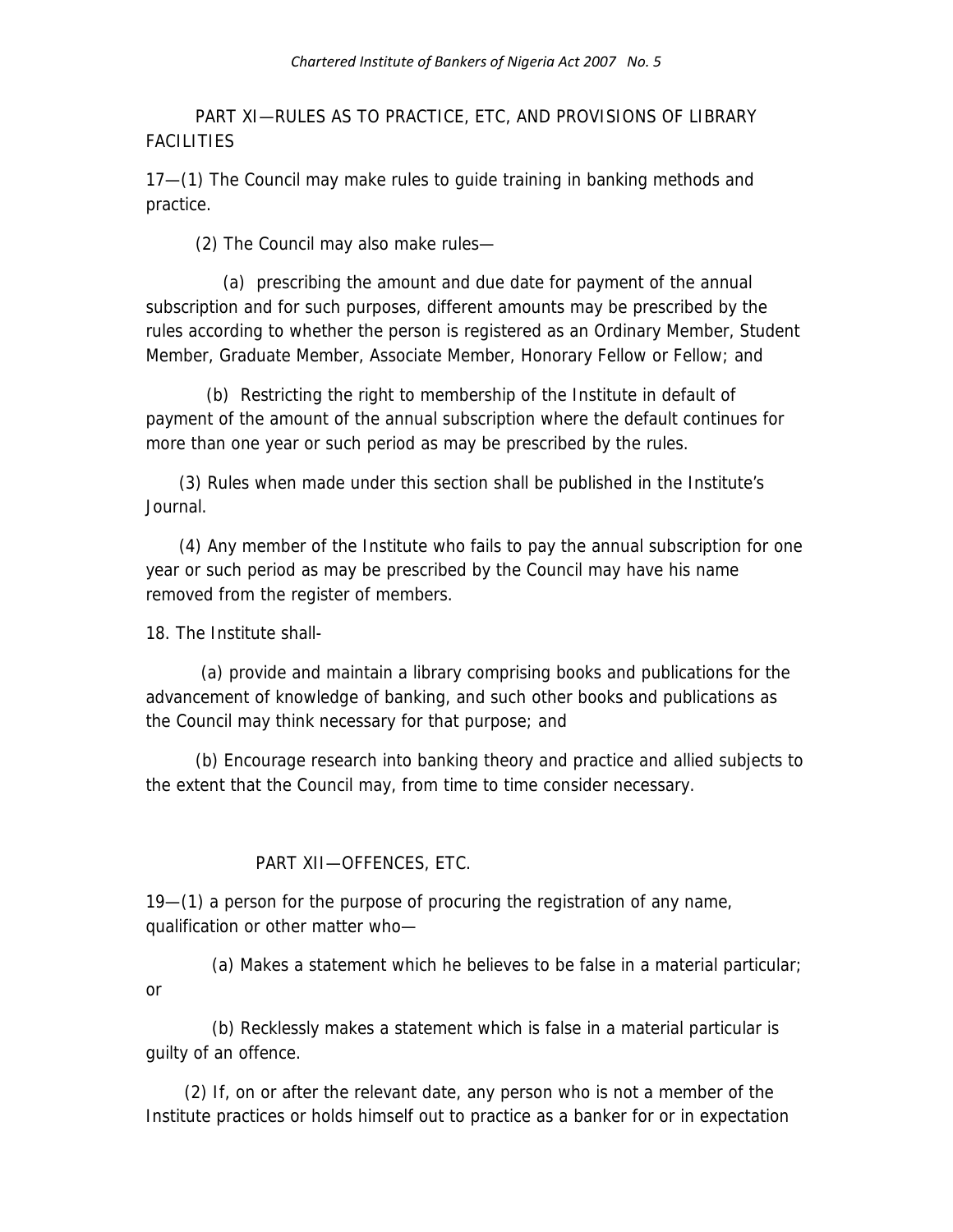## PART XI—RULES AS TO PRACTICE, ETC, AND PROVISIONS OF LIBRARY FACILITIES

17—(1) The Council may make rules to guide training in banking methods and practice.

(2) The Council may also make rules—

(a) prescribing the amount and due date for payment of the annual subscription and for such purposes, different amounts may be prescribed by the rules according to whether the person is registered as an Ordinary Member, Student Member, Graduate Member, Associate Member, Honorary Fellow or Fellow; and

(b) Restricting the right to membership of the Institute in default of payment of the amount of the annual subscription where the default continues for more than one year or such period as may be prescribed by the rules.

(3) Rules when made under this section shall be published in the Institute's Journal.

(4) Any member of the Institute who fails to pay the annual subscription for one year or such period as may be prescribed by the Council may have his name removed from the register of members.

18. The Institute shall-

(a) provide and maintain a library comprising books and publications for the advancement of knowledge of banking, and such other books and publications as the Council may think necessary for that purpose; and

(b) Encourage research into banking theory and practice and allied subjects to the extent that the Council may, from time to time consider necessary.

## PART XII—OFFENCES, ETC.

19—(1) a person for the purpose of procuring the registration of any name, qualification or other matter who—

(a) Makes a statement which he believes to be false in a material particular; or

(b) Recklessly makes a statement which is false in a material particular is guilty of an offence.

(2) If, on or after the relevant date, any person who is not a member of the Institute practices or holds himself out to practice as a banker for or in expectation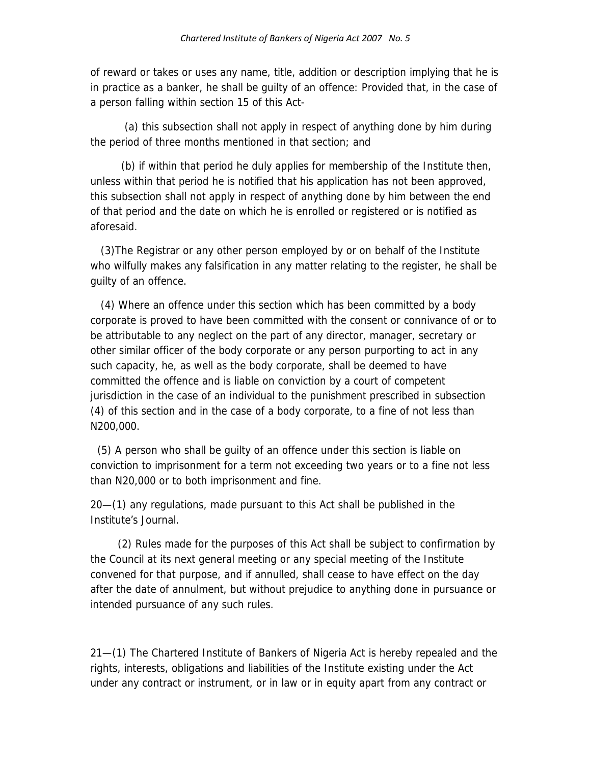of reward or takes or uses any name, title, addition or description implying that he is in practice as a banker, he shall be guilty of an offence: Provided that, in the case of a person falling within section 15 of this Act-

(a) this subsection shall not apply in respect of anything done by him during the period of three months mentioned in that section; and

(b) if within that period he duly applies for membership of the Institute then, unless within that period he is notified that his application has not been approved, this subsection shall not apply in respect of anything done by him between the end of that period and the date on which he is enrolled or registered or is notified as aforesaid.

(3)The Registrar or any other person employed by or on behalf of the Institute who wilfully makes any falsification in any matter relating to the register, he shall be guilty of an offence.

(4) Where an offence under this section which has been committed by a body corporate is proved to have been committed with the consent or connivance of or to be attributable to any neglect on the part of any director, manager, secretary or other similar officer of the body corporate or any person purporting to act in any such capacity, he, as well as the body corporate, shall be deemed to have committed the offence and is liable on conviction by a court of competent jurisdiction in the case of an individual to the punishment prescribed in subsection (4) of this section and in the case of a body corporate, to a fine of not less than N200,000.

(5) A person who shall be guilty of an offence under this section is liable on conviction to imprisonment for a term not exceeding two years or to a fine not less than N20,000 or to both imprisonment and fine.

20—(1) any regulations, made pursuant to this Act shall be published in the Institute's Journal.

(2) Rules made for the purposes of this Act shall be subject to confirmation by the Council at its next general meeting or any special meeting of the Institute convened for that purpose, and if annulled, shall cease to have effect on the day after the date of annulment, but without prejudice to anything done in pursuance or intended pursuance of any such rules.

21—(1) The Chartered Institute of Bankers of Nigeria Act is hereby repealed and the rights, interests, obligations and liabilities of the Institute existing under the Act under any contract or instrument, or in law or in equity apart from any contract or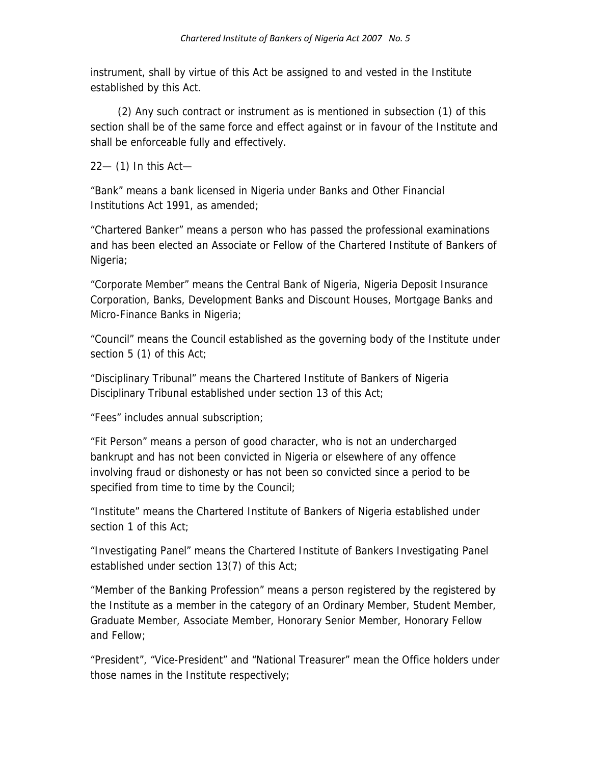instrument, shall by virtue of this Act be assigned to and vested in the Institute established by this Act.

(2) Any such contract or instrument as is mentioned in subsection (1) of this section shall be of the same force and effect against or in favour of the Institute and shall be enforceable fully and effectively.

22— (1) In this Act—

"Bank" means a bank licensed in Nigeria under Banks and Other Financial Institutions Act 1991, as amended;

"Chartered Banker" means a person who has passed the professional examinations and has been elected an Associate or Fellow of the Chartered Institute of Bankers of Nigeria;

"Corporate Member" means the Central Bank of Nigeria, Nigeria Deposit Insurance Corporation, Banks, Development Banks and Discount Houses, Mortgage Banks and Micro-Finance Banks in Nigeria;

"Council" means the Council established as the governing body of the Institute under section 5 (1) of this Act;

"Disciplinary Tribunal" means the Chartered Institute of Bankers of Nigeria Disciplinary Tribunal established under section 13 of this Act;

"Fees" includes annual subscription;

"Fit Person" means a person of good character, who is not an undercharged bankrupt and has not been convicted in Nigeria or elsewhere of any offence involving fraud or dishonesty or has not been so convicted since a period to be specified from time to time by the Council;

"Institute" means the Chartered Institute of Bankers of Nigeria established under section 1 of this Act;

"Investigating Panel" means the Chartered Institute of Bankers Investigating Panel established under section 13(7) of this Act;

"Member of the Banking Profession" means a person registered by the registered by the Institute as a member in the category of an Ordinary Member, Student Member, Graduate Member, Associate Member, Honorary Senior Member, Honorary Fellow and Fellow;

"President", "Vice-President" and "National Treasurer" mean the Office holders under those names in the Institute respectively;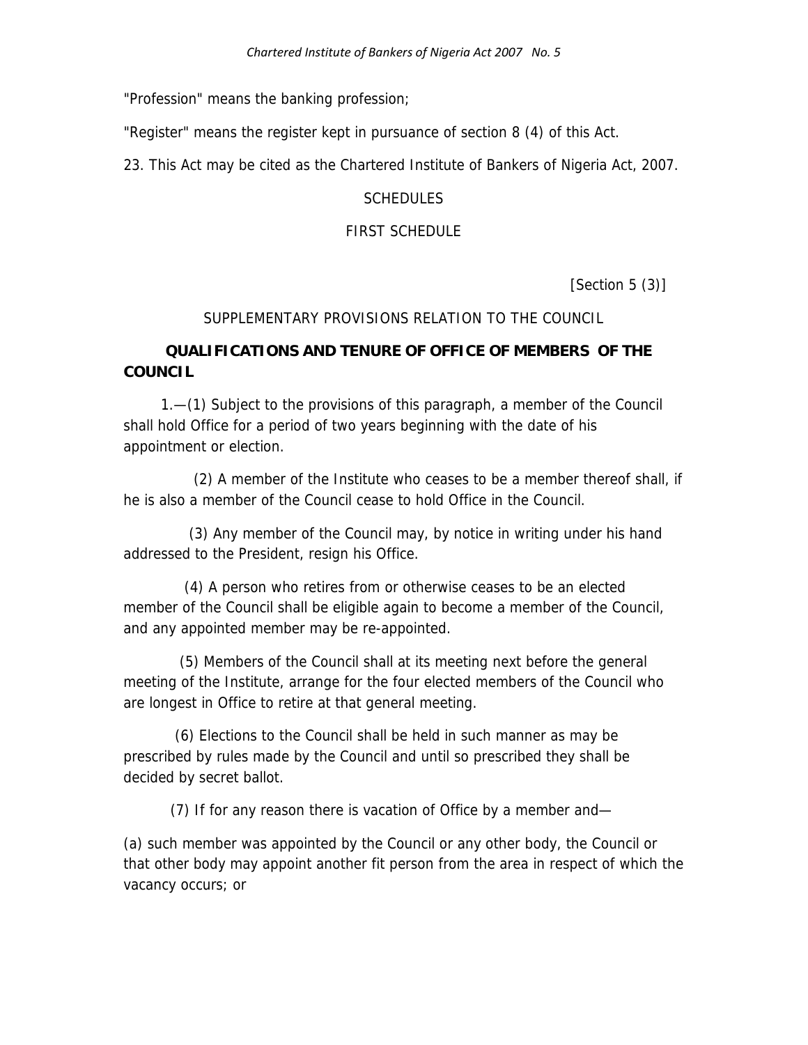"Profession" means the banking profession;

"Register" means the register kept in pursuance of section 8 (4) of this Act.

23. This Act may be cited as the Chartered Institute of Bankers of Nigeria Act, 2007.

## SCHEDULES

## FIRST SCHEDULE

[Section 5 (3)]

SUPPLEMENTARY PROVISIONS RELATION TO THE COUNCIL

**QUALIFICATIONS AND TENURE OF OFFICE OF MEMBERS OF THE COUNCIL**

1.—(1) Subject to the provisions of this paragraph, a member of the Council shall hold Office for a period of two years beginning with the date of his appointment or election.

(2) A member of the Institute who ceases to be a member thereof shall, if he is also a member of the Council cease to hold Office in the Council.

(3) Any member of the Council may, by notice in writing under his hand addressed to the President, resign his Office.

(4) A person who retires from or otherwise ceases to be an elected member of the Council shall be eligible again to become a member of the Council, and any appointed member may be re-appointed.

(5) Members of the Council shall at its meeting next before the general meeting of the Institute, arrange for the four elected members of the Council who are longest in Office to retire at that general meeting.

(6) Elections to the Council shall be held in such manner as may be prescribed by rules made by the Council and until so prescribed they shall be decided by secret ballot.

(7) If for any reason there is vacation of Office by a member and—

(a) such member was appointed by the Council or any other body, the Council or that other body may appoint another fit person from the area in respect of which the vacancy occurs; or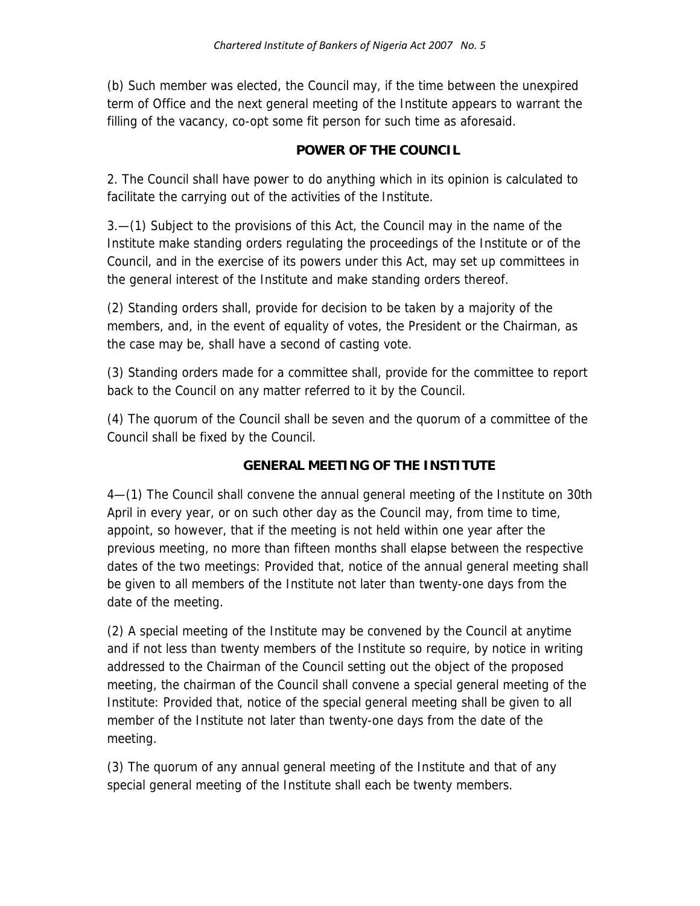(b) Such member was elected, the Council may, if the time between the unexpired term of Office and the next general meeting of the Institute appears to warrant the filling of the vacancy, co-opt some fit person for such time as aforesaid.

## POWER OF THE COUNCIL

2. The Council shall have power to do anything which in its opinion is calculated to facilitate the carrying out of the activities of the Institute.

3.—(1) Subject to the provisions of this Act, the Council may in the name of the Institute make standing orders regulating the proceedings of the Institute or of the Council, and in the exercise of its powers under this Act, may set up committees in the general interest of the Institute and make standing orders thereof.

(2) Standing orders shall, provide for decision to be taken by a majority of the members, and, in the event of equality of votes, the President or the Chairman, as the case may be, shall have a second of casting vote.

(3) Standing orders made for a committee shall, provide for the committee to report back to the Council on any matter referred to it by the Council.

(4) The quorum of the Council shall be seven and the quorum of a committee of the Council shall be fixed by the Council.

## GENERAL MEETING OF THE INSTITUTE

4—(1) The Council shall convene the annual general meeting of the Institute on 30th April in every year, or on such other day as the Council may, from time to time, appoint, so however, that if the meeting is not held within one year after the previous meeting, no more than fifteen months shall elapse between the respective dates of the two meetings: Provided that, notice of the annual general meeting shall be given to all members of the Institute not later than twenty-one days from the date of the meeting.

(2) A special meeting of the Institute may be convened by the Council at anytime and if not less than twenty members of the Institute so require, by notice in writing addressed to the Chairman of the Council setting out the object of the proposed meeting, the chairman of the Council shall convene a special general meeting of the Institute: Provided that, notice of the special general meeting shall be given to all member of the Institute not later than twenty-one days from the date of the meeting.

(3) The quorum of any annual general meeting of the Institute and that of any special general meeting of the Institute shall each be twenty members.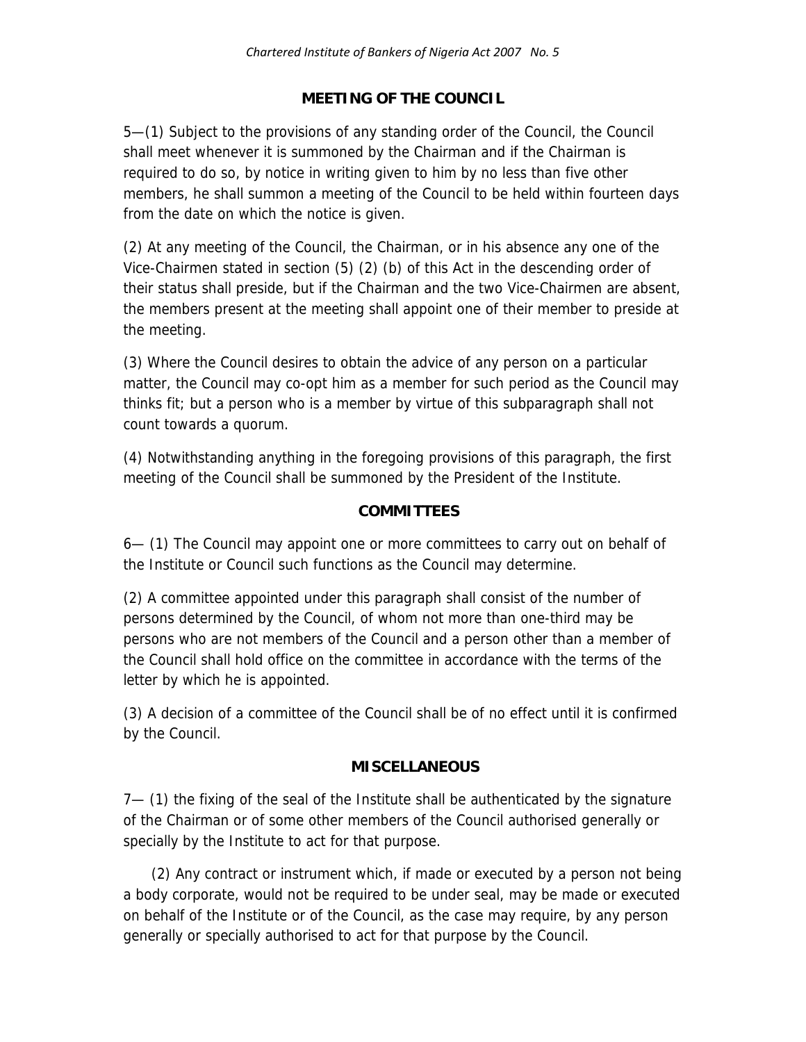## MEETING OF THE COUNCIL

5—(1) Subject to the provisions of any standing order of the Council, the Council shall meet whenever it is summoned by the Chairman and if the Chairman is required to do so, by notice in writing given to him by no less than five other members, he shall summon a meeting of the Council to be held within fourteen days from the date on which the notice is given.

(2) At any meeting of the Council, the Chairman, or in his absence any one of the Vice-Chairmen stated in section (5) (2) (b) of this Act in the descending order of their status shall preside, but if the Chairman and the two Vice-Chairmen are absent, the members present at the meeting shall appoint one of their member to preside at the meeting.

(3) Where the Council desires to obtain the advice of any person on a particular matter, the Council may co-opt him as a member for such period as the Council may thinks fit; but a person who is a member by virtue of this subparagraph shall not count towards a quorum.

(4) Notwithstanding anything in the foregoing provisions of this paragraph, the first meeting of the Council shall be summoned by the President of the Institute.

## COMMITTEES

6— (1) The Council may appoint one or more committees to carry out on behalf of the Institute or Council such functions as the Council may determine.

(2) A committee appointed under this paragraph shall consist of the number of persons determined by the Council, of whom not more than one-third may be persons who are not members of the Council and a person other than a member of the Council shall hold office on the committee in accordance with the terms of the letter by which he is appointed.

(3) A decision of a committee of the Council shall be of no effect until it is confirmed by the Council.

## MISCELLANEOUS

7— (1) the fixing of the seal of the Institute shall be authenticated by the signature of the Chairman or of some other members of the Council authorised generally or specially by the Institute to act for that purpose.

(2) Any contract or instrument which, if made or executed by a person not being a body corporate, would not be required to be under seal, may be made or executed on behalf of the Institute or of the Council, as the case may require, by any person generally or specially authorised to act for that purpose by the Council.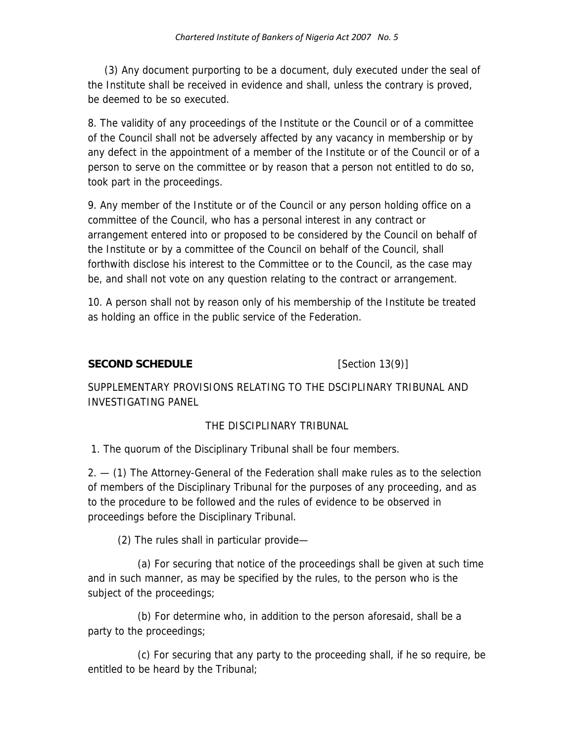(3) Any document purporting to be a document, duly executed under the seal of the Institute shall be received in evidence and shall, unless the contrary is proved, be deemed to be so executed.

8. The validity of any proceedings of the Institute or the Council or of a committee of the Council shall not be adversely affected by any vacancy in membership or by any defect in the appointment of a member of the Institute or of the Council or of a person to serve on the committee or by reason that a person not entitled to do so, took part in the proceedings.

9. Any member of the Institute or of the Council or any person holding office on a committee of the Council, who has a personal interest in any contract or arrangement entered into or proposed to be considered by the Council on behalf of the Institute or by a committee of the Council on behalf of the Council, shall forthwith disclose his interest to the Committee or to the Council, as the case may be, and shall not vote on any question relating to the contract or arrangement.

10. A person shall not by reason only of his membership of the Institute be treated as holding an office in the public service of the Federation.

## SECOND SCHEDULE [Section 13(9)]

SUPPLEMENTARY PROVISIONS RELATING TO THE DSCIPLINARY TRIBUNAL AND INVESTIGATING PANEL

THE DISCIPLINARY TRIBUNAL

1. The quorum of the Disciplinary Tribunal shall be four members.

2. — (1) The Attorney-General of the Federation shall make rules as to the selection of members of the Disciplinary Tribunal for the purposes of any proceeding, and as to the procedure to be followed and the rules of evidence to be observed in proceedings before the Disciplinary Tribunal.

(2) The rules shall in particular provide—

(a) For securing that notice of the proceedings shall be given at such time and in such manner, as may be specified by the rules, to the person who is the subject of the proceedings;

(b) For determine who, in addition to the person aforesaid, shall be a party to the proceedings;

(c) For securing that any party to the proceeding shall, if he so require, be entitled to be heard by the Tribunal;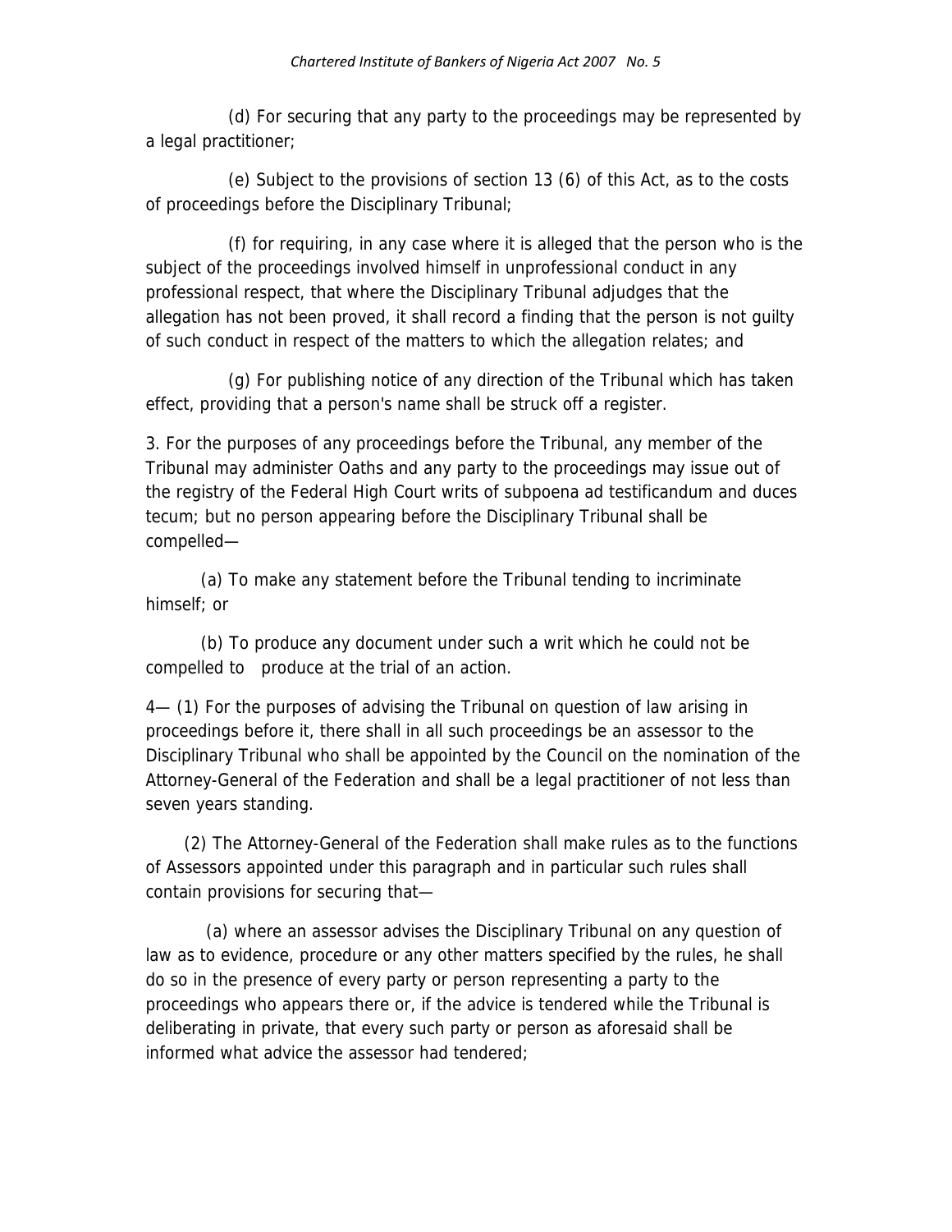(d) For securing that any party to the proceedings may be represented by a legal practitioner;

(e) Subject to the provisions of section 13 (6) of this Act, as to the costs of proceedings before the Disciplinary Tribunal;

(f) for requiring, in any case where it is alleged that the person who is the subject of the proceedings involved himself in unprofessional conduct in any professional respect, that where the Disciplinary Tribunal adjudges that the allegation has not been proved, it shall record a finding that the person is not guilty of such conduct in respect of the matters to which the allegation relates; and

(g) For publishing notice of any direction of the Tribunal which has taken effect, providing that a person's name shall be struck off a register.

3. For the purposes of any proceedings before the Tribunal, any member of the Tribunal may administer Oaths and any party to the proceedings may issue out of the registry of the Federal High Court writs of subpoena ad testificandum and duces tecum; but no person appearing before the Disciplinary Tribunal shall be compelled—

(a) To make any statement before the Tribunal tending to incriminate himself; or

(b) To produce any document under such a writ which he could not be compelled to produce at the trial of an action.

4— (1) For the purposes of advising the Tribunal on question of law arising in proceedings before it, there shall in all such proceedings be an assessor to the Disciplinary Tribunal who shall be appointed by the Council on the nomination of the Attorney-General of the Federation and shall be a legal practitioner of not less than seven years standing.

(2) The Attorney-General of the Federation shall make rules as to the functions of Assessors appointed under this paragraph and in particular such rules shall contain provisions for securing that—

(a) where an assessor advises the Disciplinary Tribunal on any question of law as to evidence, procedure or any other matters specified by the rules, he shall do so in the presence of every party or person representing a party to the proceedings who appears there or, if the advice is tendered while the Tribunal is deliberating in private, that every such party or person as aforesaid shall be informed what advice the assessor had tendered;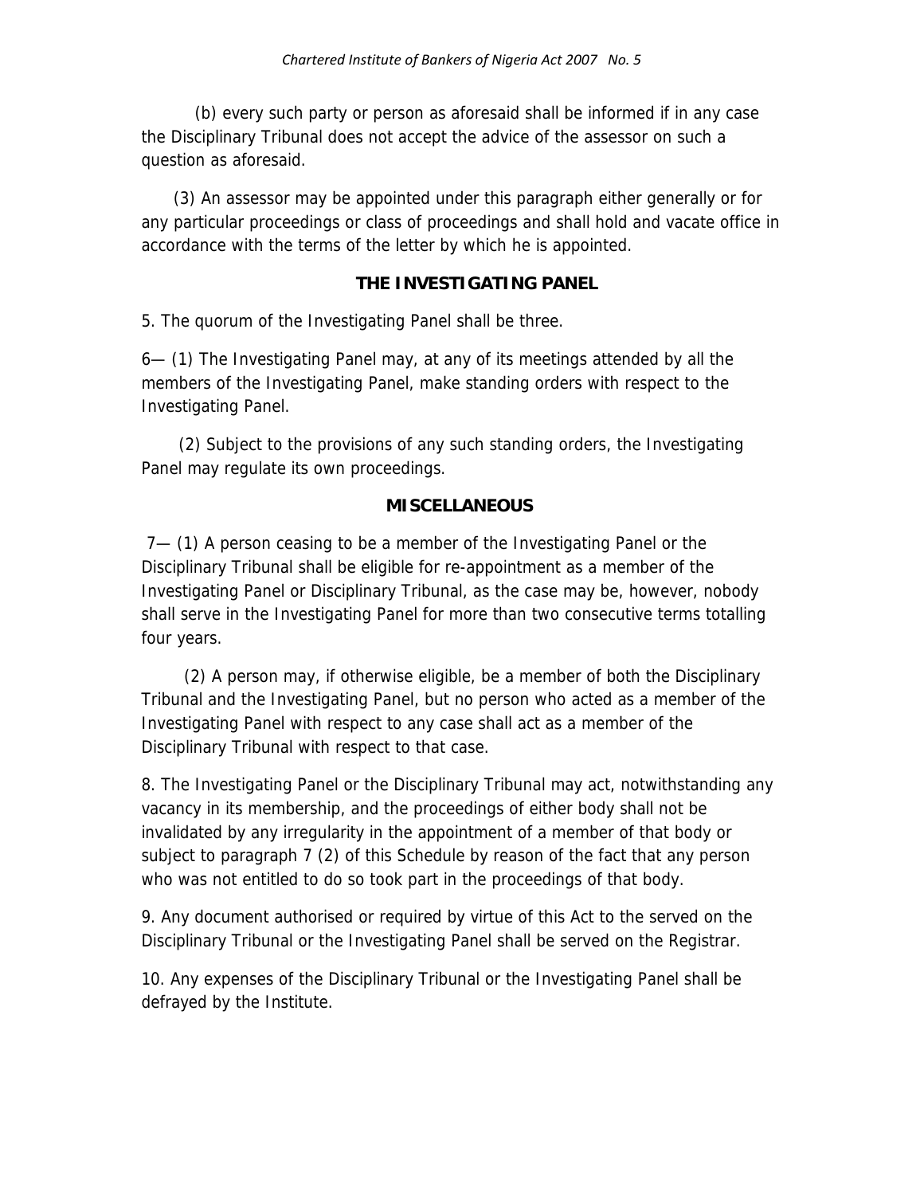(b) every such party or person as aforesaid shall be informed if in any case the Disciplinary Tribunal does not accept the advice of the assessor on such a question as aforesaid.

(3) An assessor may be appointed under this paragraph either generally or for any particular proceedings or class of proceedings and shall hold and vacate office in accordance with the terms of the letter by which he is appointed.

**THE INVESTIGATING PANEL**

5. The quorum of the Investigating Panel shall be three.

6— (1) The Investigating Panel may, at any of its meetings attended by all the members of the Investigating Panel, make standing orders with respect to the Investigating Panel.

(2) Subject to the provisions of any such standing orders, the Investigating Panel may regulate its own proceedings.

**MISCELLANEOUS**

7— (1) A person ceasing to be a member of the Investigating Panel or the Disciplinary Tribunal shall be eligible for re-appointment as a member of the Investigating Panel or Disciplinary Tribunal, as the case may be, however, nobody shall serve in the Investigating Panel for more than two consecutive terms totalling four years.

(2) A person may, if otherwise eligible, be a member of both the Disciplinary Tribunal and the Investigating Panel, but no person who acted as a member of the Investigating Panel with respect to any case shall act as a member of the Disciplinary Tribunal with respect to that case.

8. The Investigating Panel or the Disciplinary Tribunal may act, notwithstanding any vacancy in its membership, and the proceedings of either body shall not be invalidated by any irregularity in the appointment of a member of that body or subject to paragraph 7 (2) of this Schedule by reason of the fact that any person who was not entitled to do so took part in the proceedings of that body.

9. Any document authorised or required by virtue of this Act to the served on the Disciplinary Tribunal or the Investigating Panel shall be served on the Registrar.

10. Any expenses of the Disciplinary Tribunal or the Investigating Panel shall be defrayed by the Institute.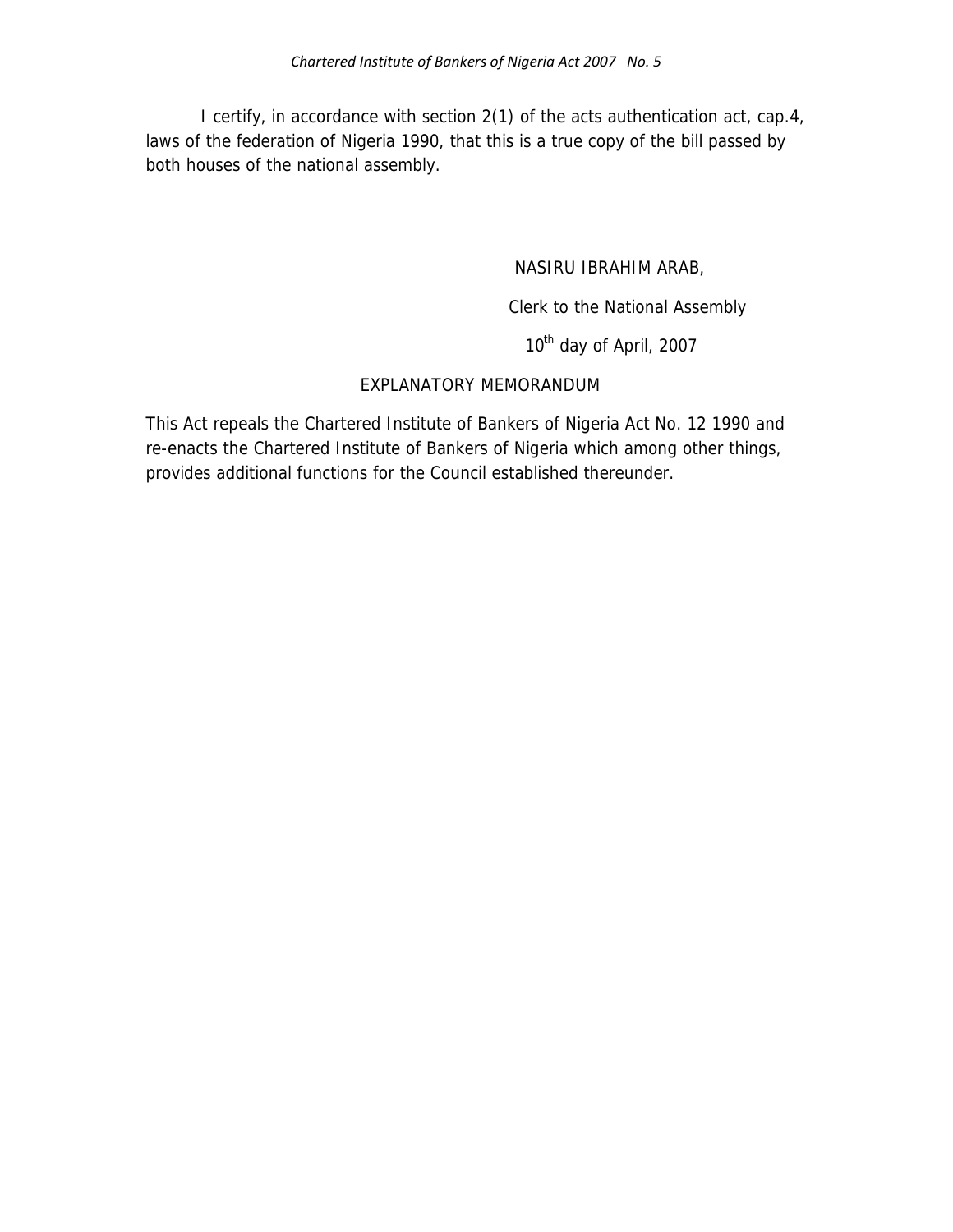I certify, in accordance with section 2(1) of the acts authentication act, cap.4, laws of the federation of Nigeria 1990, that this is a true copy of the bill passed by both houses of the national assembly.

NASIRU IBRAHIM ARAB,

Clerk to the National Assembly

10th day of April, 2007

## EXPLANATORY MEMORANDUM

This Act repeals the Chartered Institute of Bankers of Nigeria Act No. 12 1990 and re-enacts the Chartered Institute of Bankers of Nigeria which among other things, provides additional functions for the Council established thereunder.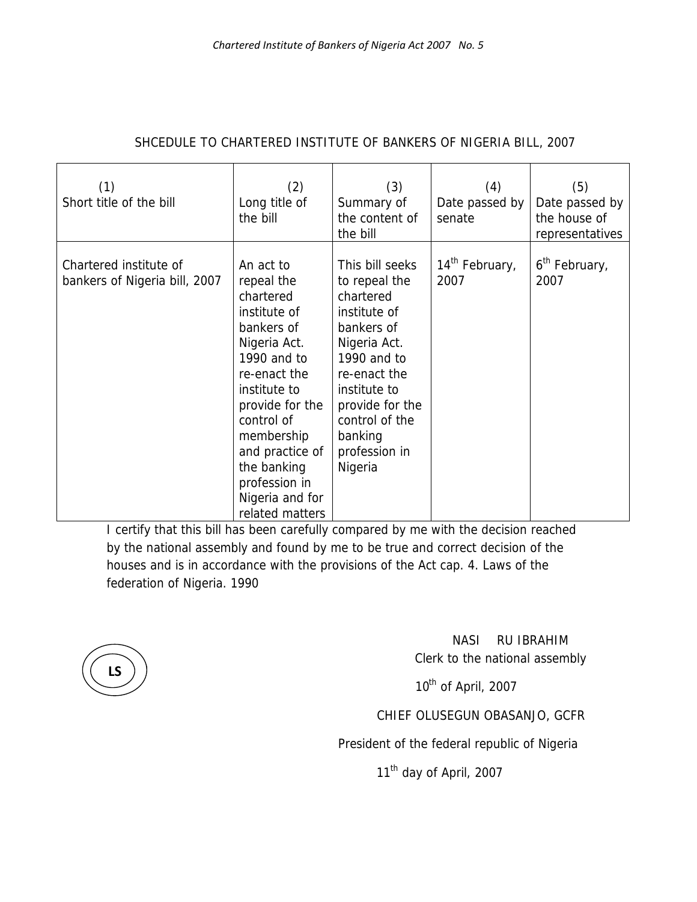SHCEDULE TO CHARTERED INSTITUTE OF BANKERS OF NIGERIA BILL, 2007

| (1) Short title of the bill | (2) Long title of the bill | (3) Summary of the content of the bill | (4) Date passed by senate | (5) Date passed by the house of representatives |
|---|---|---|---|---|
| Chartered institute of bankers of Nigeria bill, 2007 | An act to repeal the chartered institute of bankers of Nigeria Act. 1990 and to re-enact the institute to provide for the control of membership and practice of the banking profession in Nigeria and for related matters | This bill seeks to repeal the chartered institute of bankers of Nigeria Act. 1990 and to re-enact the institute to provide for the control of the banking profession in Nigeria | 14th February, 2007 | 6th February, 2007 |

I certify that this bill has been carefully compared by me with the decision reached by the national assembly and found by me to be true and correct decision of the houses and is in accordance with the provisions of the Act cap. 4. Laws of the federation of Nigeria. 1990

LS

NASI RU IBRAHIM
Clerk to the national assembly

10th of April, 2007

CHIEF OLUSEGUN OBASANJO, GCFR

President of the federal republic of Nigeria

11th day of April, 2007